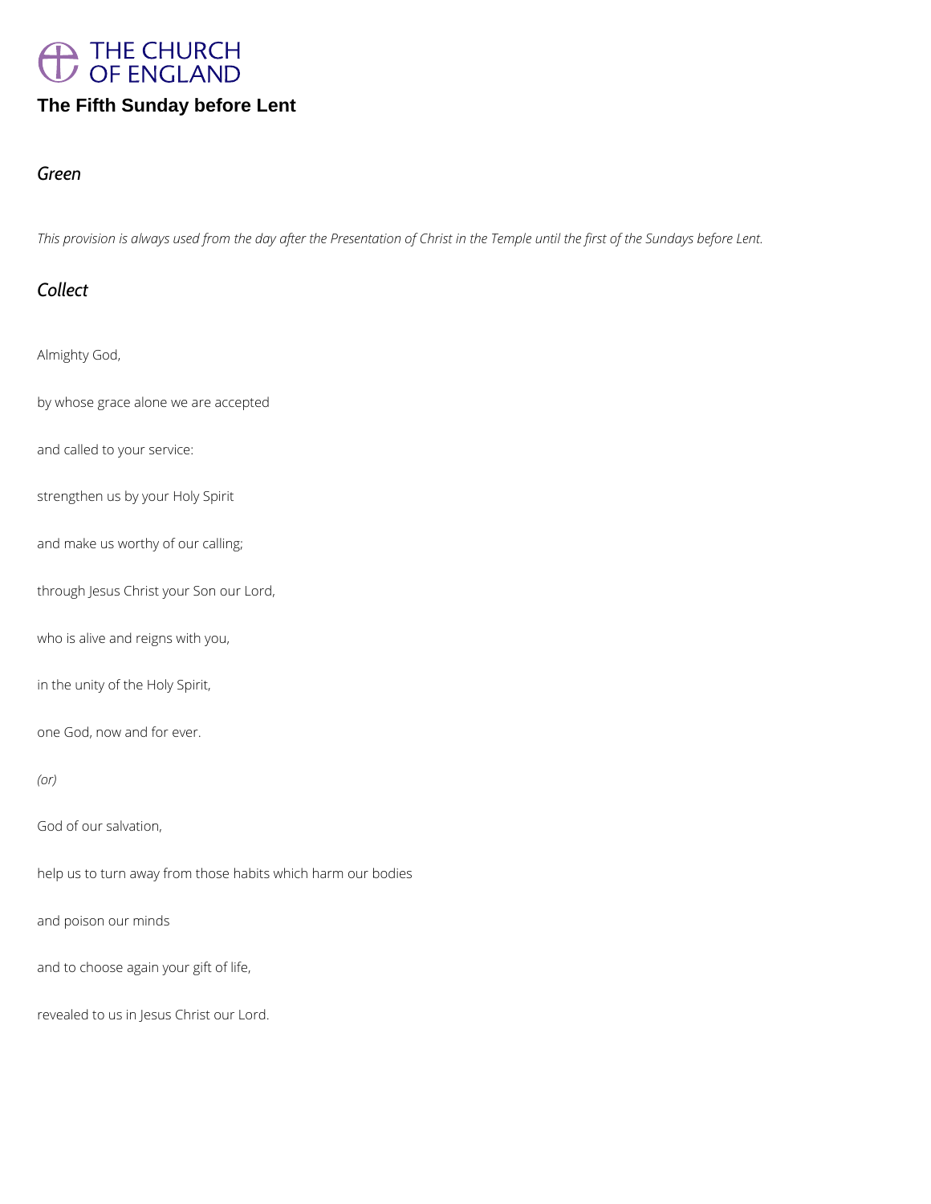# The Fifth Sunday before Lent

## *Green*

*This provision is always used from the day after the Presentation of Christ in the Temple until the first of the Sundays before Lent.*

## *Collect*

Almighty God,

by whose grace alone we are accepted

and called to your service:

strengthen us by your Holy Spirit

and make us worthy of our calling;

through Jesus Christ your Son our Lord,

who is alive and reigns with you,

in the unity of the Holy Spirit,

one God, now and for ever.

*(or)*

God of our salvation,

help us to turn away from those habits which harm our bodies

and poison our minds

and to choose again your gift of life,

revealed to us in Jesus Christ our Lord.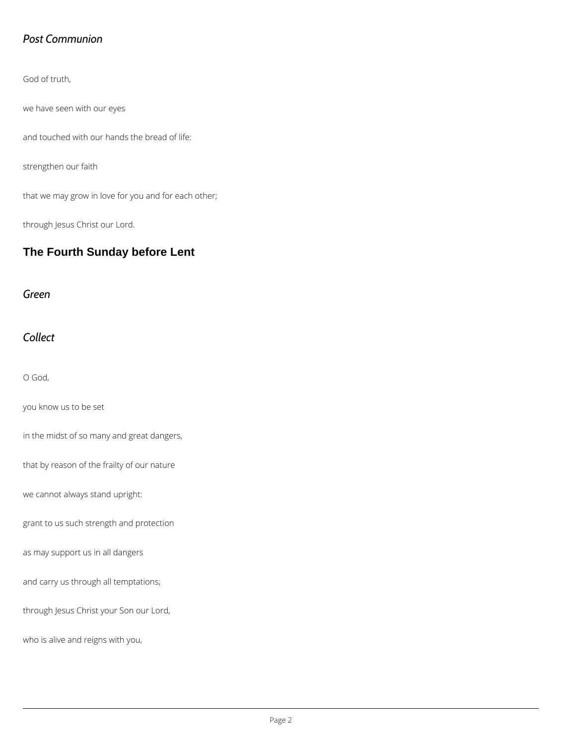*Post Communion*

God of truth,

we have seen with our eyes

and touched with our hands the bread of life:

strengthen our faith

that we may grow in love for you and for each other;

through Jesus Christ our Lord.

## The Fourth Sunday before Lent

*Green*

*Collect*

O God,

you know us to be set

in the midst of so many and great dangers,

that by reason of the frailty of our nature

we cannot always stand upright:

grant to us such strength and protection

as may support us in all dangers

and carry us through all temptations;

through Jesus Christ your Son our Lord,

who is alive and reigns with you,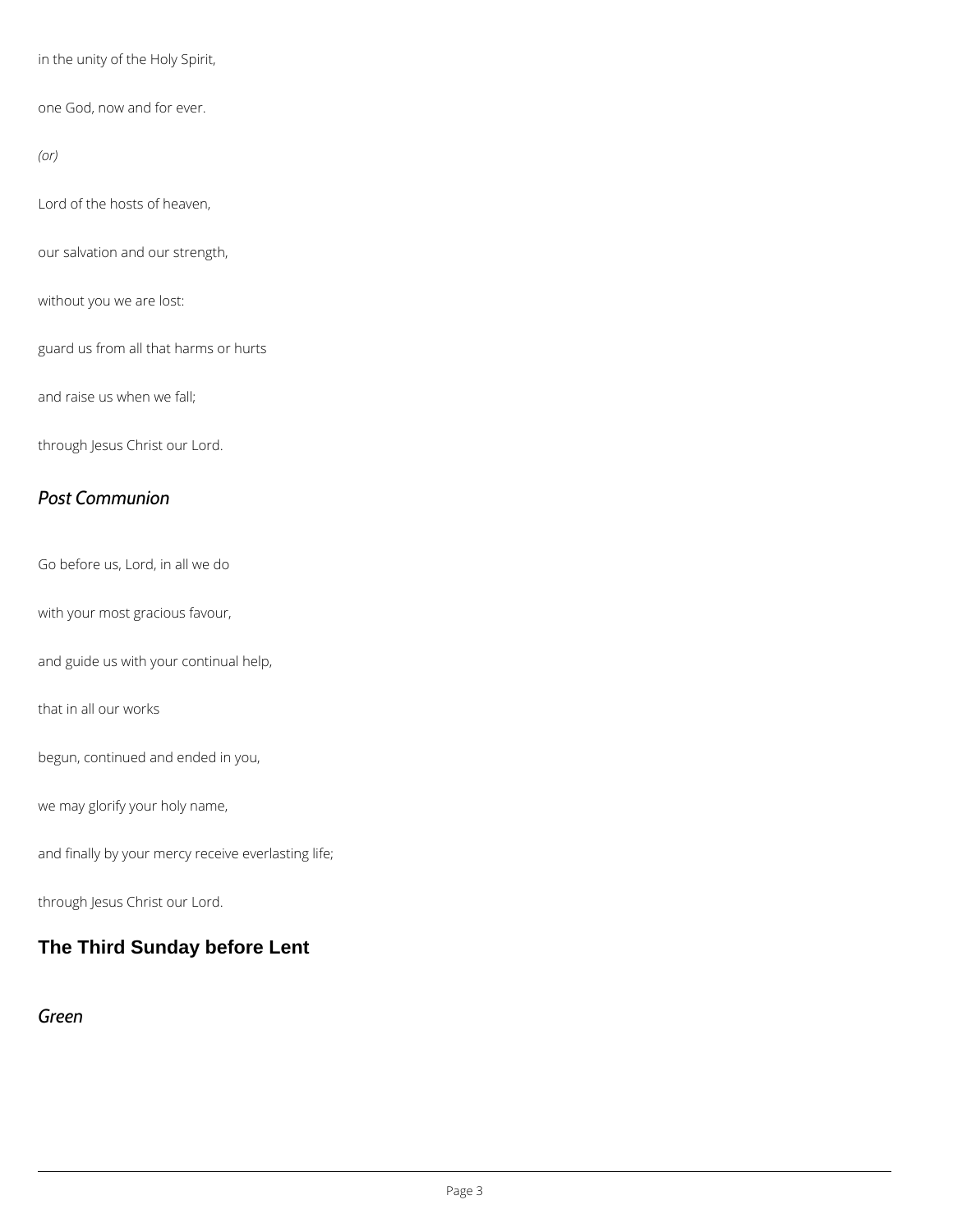in the unity of the Holy Spirit,

one God, now and for ever.

*(or)*

Lord of the hosts of heaven,

our salvation and our strength,

without you we are lost:

guard us from all that harms or hurts

and raise us when we fall;

through Jesus Christ our Lord.

## *Post Communion*

Go before us, Lord, in all we do

with your most gracious favour,

and guide us with your continual help,

that in all our works

begun, continued and ended in you,

we may glorify your holy name,

and finally by your mercy receive everlasting life;

through Jesus Christ our Lord.

# The Third Sunday before Lent

## *Green*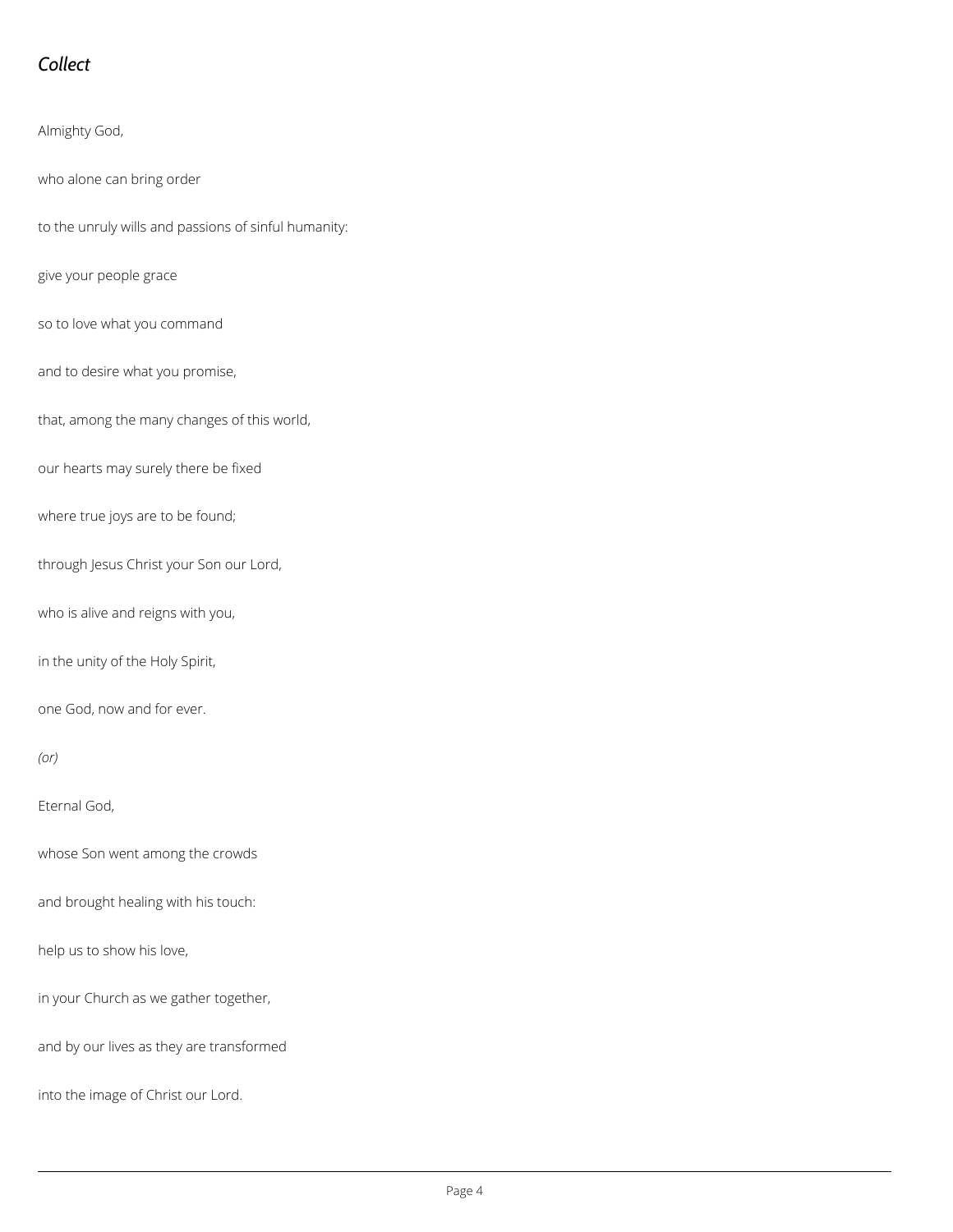## *Collect*

Almighty God,

who alone can bring order

to the unruly wills and passions of sinful humanity:

give your people grace

so to love what you command

and to desire what you promise,

that, among the many changes of this world,

our hearts may surely there be fixed

where true joys are to be found;

through Jesus Christ your Son our Lord,

who is alive and reigns with you,

in the unity of the Holy Spirit,

one God, now and for ever.

*(or)*

Eternal God,

whose Son went among the crowds

and brought healing with his touch:

help us to show his love,

in your Church as we gather together,

and by our lives as they are transformed

into the image of Christ our Lord.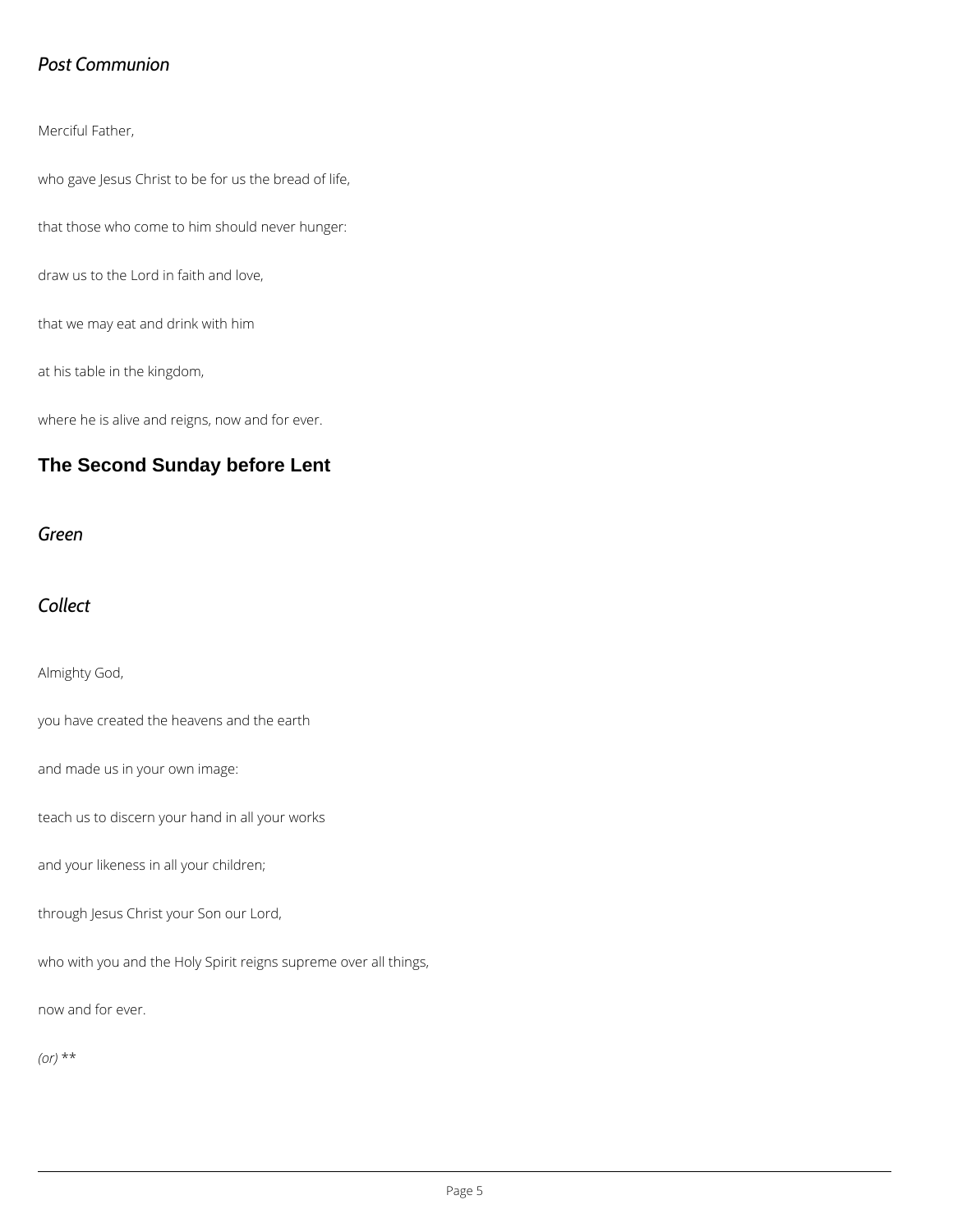*Post Communion*

Merciful Father,

who gave Jesus Christ to be for us the bread of life,

that those who come to him should never hunger:

draw us to the Lord in faith and love,

that we may eat and drink with him

at his table in the kingdom,

where he is alive and reigns, now and for ever.

## The Second Sunday before Lent

*Green*

*Collect*

Almighty God,

you have created the heavens and the earth

and made us in your own image:

teach us to discern your hand in all your works

and your likeness in all your children;

through Jesus Christ your Son our Lord,

who with you and the Holy Spirit reigns supreme over all things,

now and for ever.

*(or)* **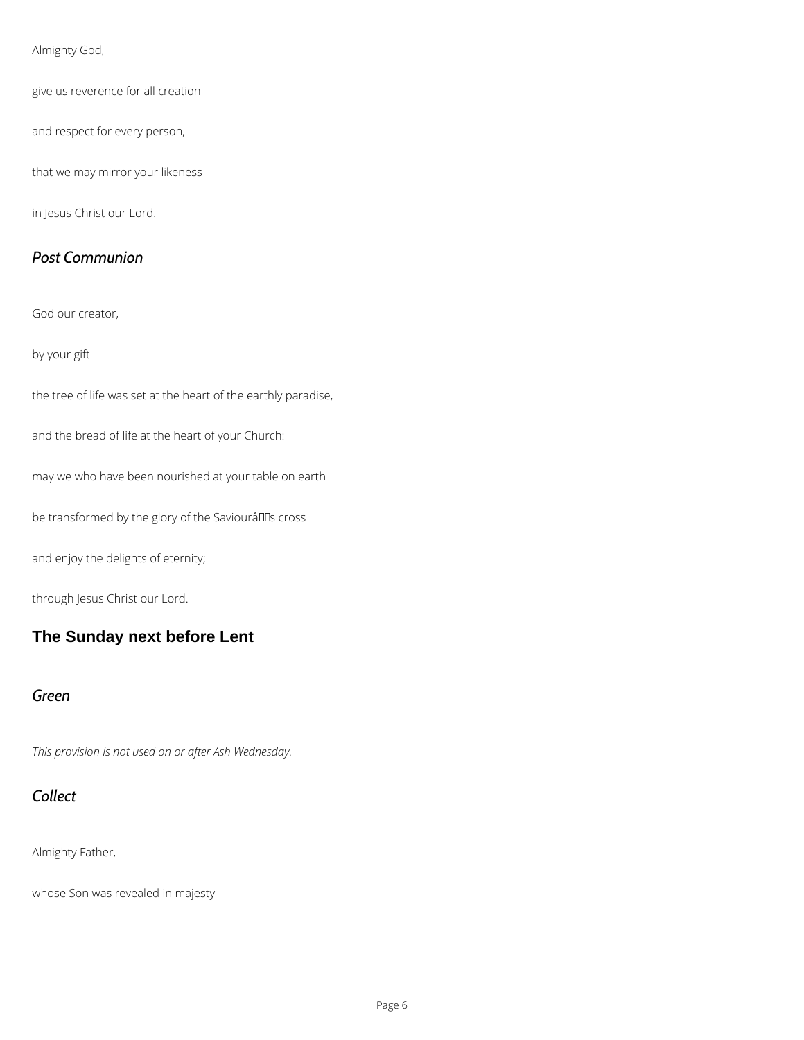Almighty God,

give us reverence for all creation

and respect for every person,

that we may mirror your likeness

in Jesus Christ our Lord.

### *Post Communion*

God our creator,

by your gift

the tree of life was set at the heart of the earthly paradise,

and the bread of life at the heart of your Church:

may we who have been nourished at your table on earth

be transformed by the glory of the Saviourâs cross

and enjoy the delights of eternity;

through Jesus Christ our Lord.

## The Sunday next before Lent

### *Green*

*This provision is not used on or after Ash Wednesday.*

### *Collect*

Almighty Father,

whose Son was revealed in majesty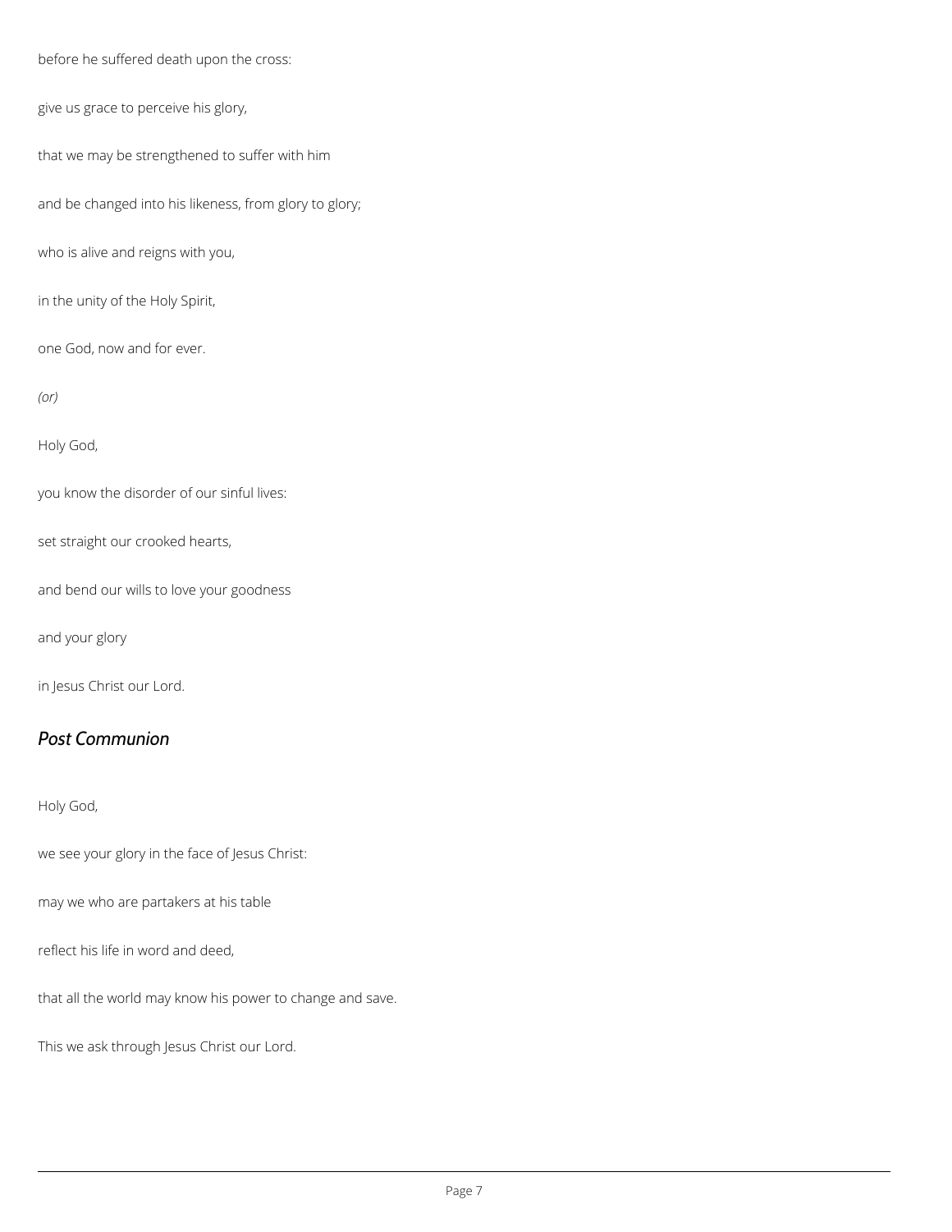before he suffered death upon the cross:

give us grace to perceive his glory,

that we may be strengthened to suffer with him

and be changed into his likeness, from glory to glory;

who is alive and reigns with you,

in the unity of the Holy Spirit,

one God, now and for ever.

*(or)*

Holy God,

you know the disorder of our sinful lives:

set straight our crooked hearts,

and bend our wills to love your goodness

and your glory

in Jesus Christ our Lord.

## *Post Communion*

Holy God,

we see your glory in the face of Jesus Christ:

may we who are partakers at his table

reflect his life in word and deed,

that all the world may know his power to change and save.

This we ask through Jesus Christ our Lord.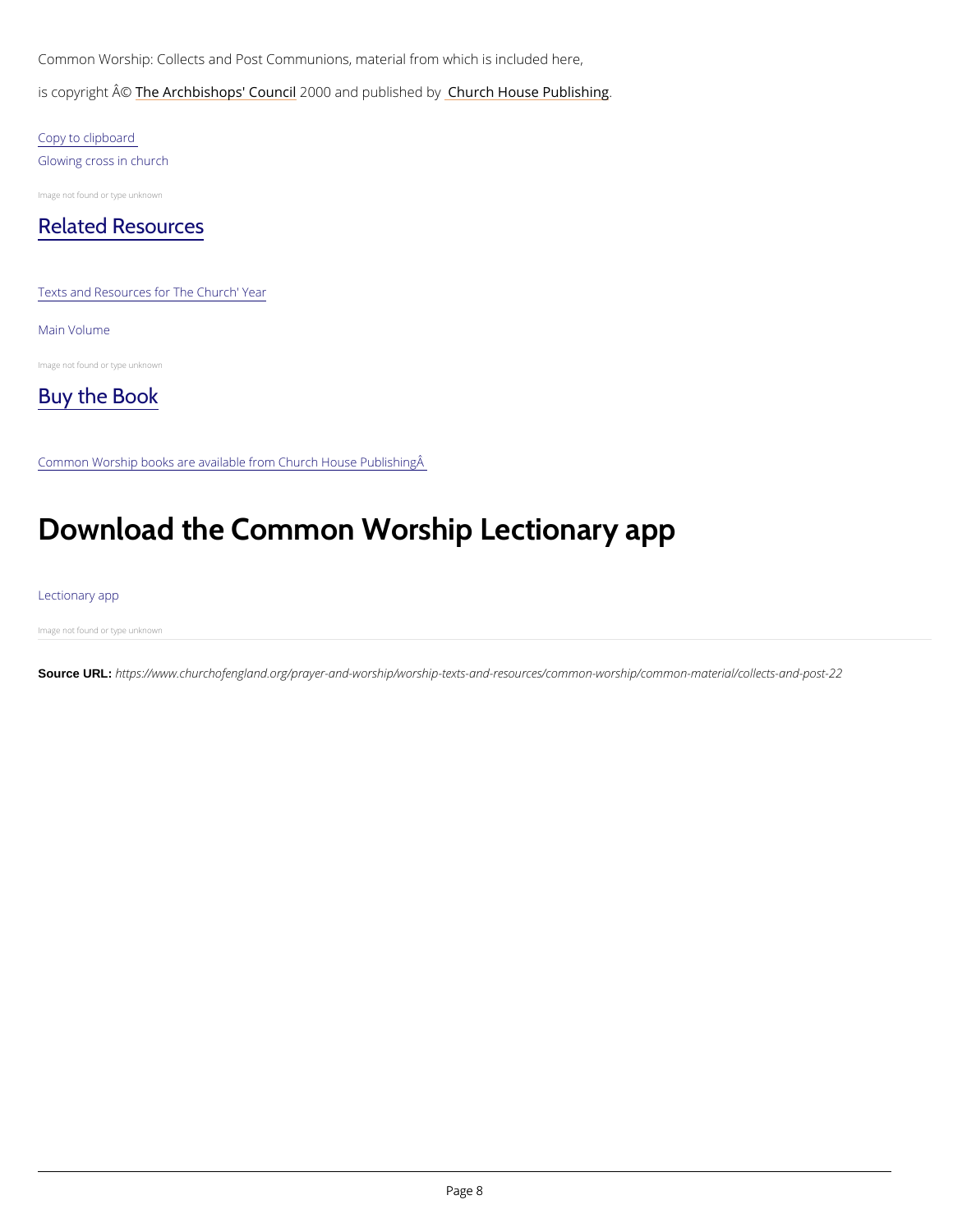Common Worship: Collects and Post Communions, material from which is included here,

is copyright Â© The Archbishops' Council 2000 and published by Church House Publishing.

Copy to clipboard

Glowing cross in church

Image not found or type unknown

## Related Resources

Texts and Resources for The Church' Year

Main Volume

Image not found or type unknown

## Buy the Book

Common Worship books are available from Church House PublishingÂ

# Download the Common Worship Lectionary app

Lectionary app

Image not found or type unknown

**Source URL:** *https://www.churchofengland.org/prayer-and-worship/worship-texts-and-resources/common-worship/common-material/collects-and-post-22*